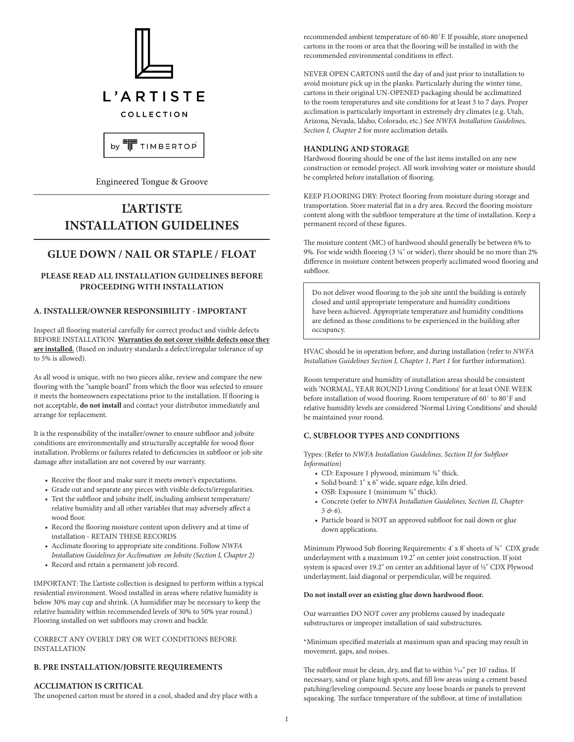L'ARTISTE

COLLECTION

by TIMBERTOP

Engineered Tongue & Groove

# L'ARTISTE INSTALLATION GUIDELINES

## GLUE DOWN / NAIL OR STAPLE / FLOAT

### PLEASE READ ALL INSTALLATION GUIDELINES BEFORE PROCEEDING WITH INSTALLATION

### A. INSTALLER/OWNER RESPONSIBILITY - IMPORTANT

Inspect all flooring material carefully for correct product and visible defects BEFORE INSTALLATION. **Warranties do not cover visible defects once they are installed.** (Based on industry standards a defect/irregular tolerance of up to 5% is allowed).

As all wood is unique, with no two pieces alike, review and compare the new flooring with the "sample board" from which the floor was selected to ensure it meets the homeowners expectations prior to the installation. If flooring is not acceptable, **do not install** and contact your distributor immediately and arrange for replacement.

It is the responsibility of the installer/owner to ensure subfloor and jobsite conditions are environmentally and structurally acceptable for wood floor installation. Problems or failures related to deficiencies in subfloor or job site damage after installation are not covered by our warranty.

- Receive the floor and make sure it meets owner's expectations.
- Grade out and separate any pieces with visible defects/irregularities.
- Test the subfloor and jobsite itself, including ambient temperature/ relative humidity and all other variables that may adversely affect a wood floor.
- Record the flooring moisture content upon delivery and at time of installation - RETAIN THESE RECORDS
- Acclimate flooring to appropriate site conditions. Follow *NWFA Installation Guidelines for Acclimation on Jobsite (Section I, Chapter 2)*
- Record and retain a permanent job record.

IMPORTANT: The L'artiste collection is designed to perform within a typical residential environment. Wood installed in areas where relative humidity is below 30% may cup and shrink. (A humidifier may be necessary to keep the relative humidity within recommended levels of 30% to 50% year round.) Flooring installed on wet subfloors may crown and buckle.

CORRECT ANY OVERLY DRY OR WET CONDITIONS BEFORE INSTALLATION

### B. PRE INSTALLATION/JOBSITE REQUIREMENTS

#### ACCLIMATION IS CRITICAL

The unopened carton must be stored in a cool, shaded and dry place with a recommended ambient temperature of 60-80˚F. If possible, store unopened cartons in the room or area that the flooring will be installed in with the recommended environmental conditions in effect.

NEVER OPEN CARTONS until the day of and just prior to installation to avoid moisture pick up in the planks. Particularly during the winter time, cartons in their original UN-OPENED packaging should be acclimatized to the room temperatures and site conditions for at least 3 to 7 days. Proper acclimation is particularly important in extremely dry climates (e.g. Utah, Arizona, Nevada, Idaho, Colorado, etc.) See *NWFA Installation Guidelines, Section I, Chapter 2* for more acclimation details.

#### HANDLING AND STORAGE

Hardwood flooring should be one of the last items installed on any new construction or remodel project. All work involving water or moisture should be completed before installation of flooring.

KEEP FLOORING DRY: Protect flooring from moisture during storage and transportation. Store material flat in a dry area. Record the flooring moisture content along with the subfloor temperature at the time of installation. Keep a permanent record of these figures.

The moisture content (MC) of hardwood should generally be between 6% to 9%. For wide width flooring (3 ¼" or wider), there should be no more than 2% difference in moisture content between properly acclimated wood flooring and subfloor.

> Do not deliver wood flooring to the job site until the building is entirely closed and until appropriate temperature and humidity conditions have been achieved. Appropriate temperature and humidity conditions are defined as those conditions to be experienced in the building after occupancy.

HVAC should be in operation before, and during installation (refer to *NWFA Installation Guidelines Section I, Chapter 1, Part 1* for further information).

Room temperature and humidity of installation areas should be consistent with 'NORMAL, YEAR ROUND Living Conditions' for at least ONE WEEK before installation of wood flooring. Room temperature of 60˚ to 80˚F and relative humidity levels are considered 'Normal Living Conditions' and should be maintained your round.

### C. SUBFLOOR TYPES AND CONDITIONS

Types: (Refer to *NWFA Installation Guidelines, Section II for Subfloor Information*)

- CD: Exposure 1 plywood, minimum ¾" thick.
- Solid board: 1" x 6" wide, square edge, kiln dried.
- OSB: Exposure 1 (minimum ¾" thick).
- Concrete (refer to *NWFA Installation Guidelines, Section II, Chapter 5 & 6*).
- Particle board is NOT an approved subfloor for nail down or glue down applications.

Minimum Plywood Sub flooring Requirements: 4' x 8' sheets of ¾" CDX grade underlayment with a maximum 19.2" on center joist construction. If joist system is spaced over 19.2" on center an additional layer of ½" CDX Plywood underlayment, laid diagonal or perpendicular, will be required.

**Do not install over an existing glue down hardwood floor.**

Our warranties DO NOT cover any problems caused by inadequate substructures or improper installation of said substructures.

*Minimum specified materials at maximum span and spacing may result in movement, gaps, and noises.

The subfloor must be clean, dry, and flat to within 3⁄16" per 10' radius. If necessary, sand or plane high spots, and fill low areas using a cement based patching/leveling compound. Secure any loose boards or panels to prevent squeaking. The surface temperature of the subfloor, at time of installation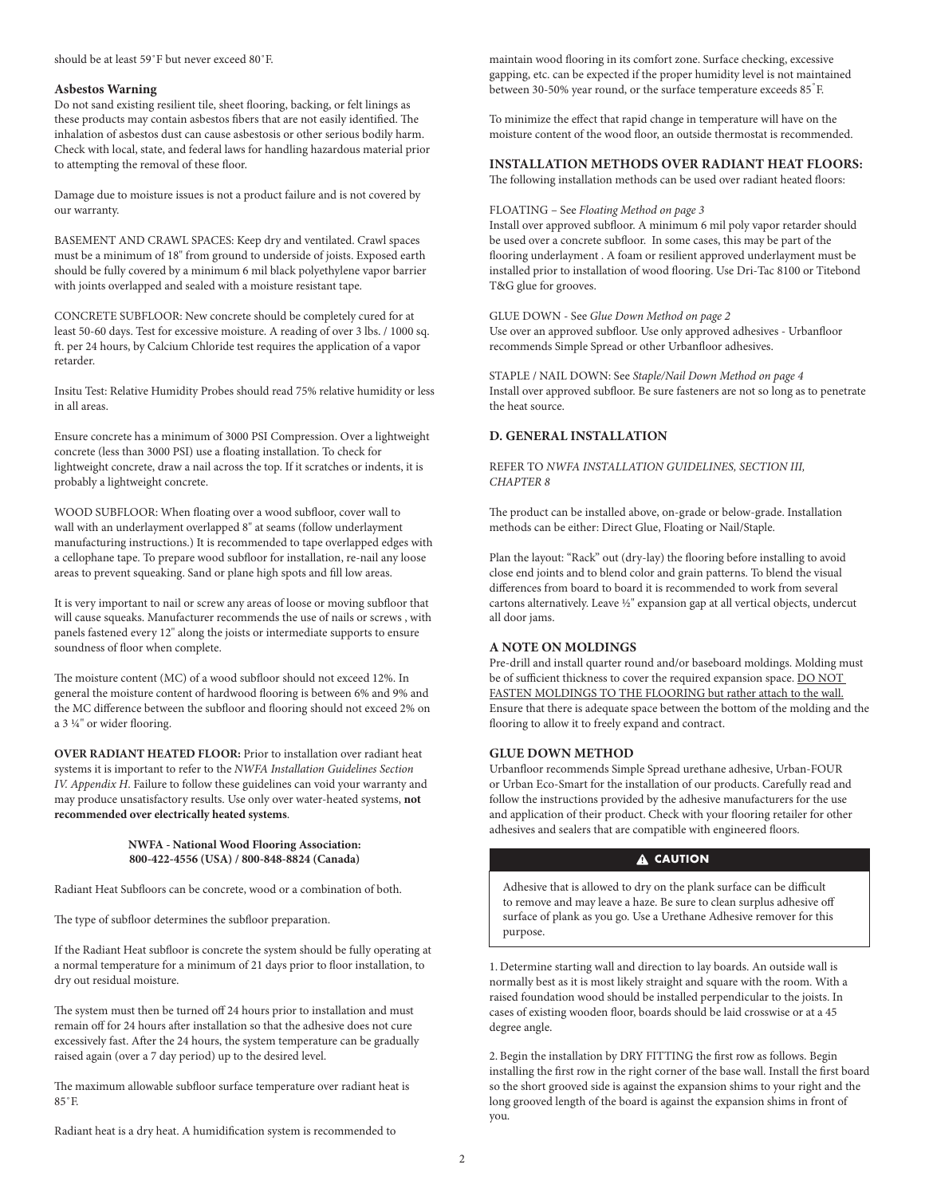should be at least 59˚F but never exceed 80˚F.

**Asbestos Warning**

Do not sand existing resilient tile, sheet flooring, backing, or felt linings as these products may contain asbestos fibers that are not easily identified. The inhalation of asbestos dust can cause asbestosis or other serious bodily harm. Check with local, state, and federal laws for handling hazardous material prior to attempting the removal of these floor.

Damage due to moisture issues is not a product failure and is not covered by our warranty.

BASEMENT AND CRAWL SPACES: Keep dry and ventilated. Crawl spaces must be a minimum of 18" from ground to underside of joists. Exposed earth should be fully covered by a minimum 6 mil black polyethylene vapor barrier with joints overlapped and sealed with a moisture resistant tape.

CONCRETE SUBFLOOR: New concrete should be completely cured for at least 50-60 days. Test for excessive moisture. A reading of over 3 lbs. / 1000 sq. ft. per 24 hours, by Calcium Chloride test requires the application of a vapor retarder.

Insitu Test: Relative Humidity Probes should read 75% relative humidity or less in all areas.

Ensure concrete has a minimum of 3000 PSI Compression. Over a lightweight concrete (less than 3000 PSI) use a floating installation. To check for lightweight concrete, draw a nail across the top. If it scratches or indents, it is probably a lightweight concrete.

WOOD SUBFLOOR: When floating over a wood subfloor, cover wall to wall with an underlayment overlapped 8" at seams (follow underlayment manufacturing instructions.) It is recommended to tape overlapped edges with a cellophane tape. To prepare wood subfloor for installation, re-nail any loose areas to prevent squeaking. Sand or plane high spots and fill low areas.

It is very important to nail or screw any areas of loose or moving subfloor that will cause squeaks. Manufacturer recommends the use of nails or screws , with panels fastened every 12" along the joists or intermediate supports to ensure soundness of floor when complete.

The moisture content (MC) of a wood subfloor should not exceed 12%. In general the moisture content of hardwood flooring is between 6% and 9% and the MC difference between the subfloor and flooring should not exceed 2% on a 3 ¼" or wider flooring.

**OVER RADIANT HEATED FLOOR:** Prior to installation over radiant heat systems it is important to refer to the *NWFA Installation Guidelines Section IV. Appendix H*. Failure to follow these guidelines can void your warranty and may produce unsatisfactory results. Use only over water-heated systems, **not recommended over electrically heated systems**.

**NWFA - National Wood Flooring Association:**
**800-422-4556 (USA) / 800-848-8824 (Canada)**

Radiant Heat Subfloors can be concrete, wood or a combination of both.

The type of subfloor determines the subfloor preparation.

If the Radiant Heat subfloor is concrete the system should be fully operating at a normal temperature for a minimum of 21 days prior to floor installation, to dry out residual moisture.

The system must then be turned off 24 hours prior to installation and must remain off for 24 hours after installation so that the adhesive does not cure excessively fast. After the 24 hours, the system temperature can be gradually raised again (over a 7 day period) up to the desired level.

The maximum allowable subfloor surface temperature over radiant heat is 85˚F.

Radiant heat is a dry heat. A humidification system is recommended to maintain wood flooring in its comfort zone. Surface checking, excessive gapping, etc. can be expected if the proper humidity level is not maintained between 30-50% year round, or the surface temperature exceeds 85˚F.

To minimize the effect that rapid change in temperature will have on the moisture content of the wood floor, an outside thermostat is recommended.

### INSTALLATION METHODS OVER RADIANT HEAT FLOORS:

The following installation methods can be used over radiant heated floors:

FLOATING – See *Floating Method on page 3*
Install over approved subfloor. A minimum 6 mil poly vapor retarder should be used over a concrete subfloor. In some cases, this may be part of the flooring underlayment . A foam or resilient approved underlayment must be installed prior to installation of wood flooring. Use Dri-Tac 8100 or Titebond T&G glue for grooves.

GLUE DOWN - See *Glue Down Method on page 2*
Use over an approved subfloor. Use only approved adhesives - Urbanfloor recommends Simple Spread or other Urbanfloor adhesives.

STAPLE / NAIL DOWN: See *Staple/Nail Down Method on page 4*
Install over approved subfloor. Be sure fasteners are not so long as to penetrate the heat source.

### D. GENERAL INSTALLATION

REFER TO *NWFA INSTALLATION GUIDELINES, SECTION III, CHAPTER 8*

The product can be installed above, on-grade or below-grade. Installation methods can be either: Direct Glue, Floating or Nail/Staple.

Plan the layout: "Rack" out (dry-lay) the flooring before installing to avoid close end joints and to blend color and grain patterns. To blend the visual differences from board to board it is recommended to work from several cartons alternatively. Leave ½" expansion gap at all vertical objects, undercut all door jams.

### A NOTE ON MOLDINGS

Pre-drill and install quarter round and/or baseboard moldings. Molding must be of sufficient thickness to cover the required expansion space. DO NOT FASTEN MOLDINGS TO THE FLOORING but rather attach to the wall. Ensure that there is adequate space between the bottom of the molding and the flooring to allow it to freely expand and contract.

### GLUE DOWN METHOD

Urbanfloor recommends Simple Spread urethane adhesive, Urban-FOUR or Urban Eco-Smart for the installation of our products. Carefully read and follow the instructions provided by the adhesive manufacturers for the use and application of their product. Check with your flooring retailer for other adhesives and sealers that are compatible with engineered floors.

**⚠ CAUTION**

Adhesive that is allowed to dry on the plank surface can be difficult to remove and may leave a haze. Be sure to clean surplus adhesive off surface of plank as you go. Use a Urethane Adhesive remover for this purpose.

1. Determine starting wall and direction to lay boards. An outside wall is normally best as it is most likely straight and square with the room. With a raised foundation wood should be installed perpendicular to the joists. In cases of existing wooden floor, boards should be laid crosswise or at a 45 degree angle.

2. Begin the installation by DRY FITTING the first row as follows. Begin installing the first row in the right corner of the base wall. Install the first board so the short grooved side is against the expansion shims to your right and the long grooved length of the board is against the expansion shims in front of you.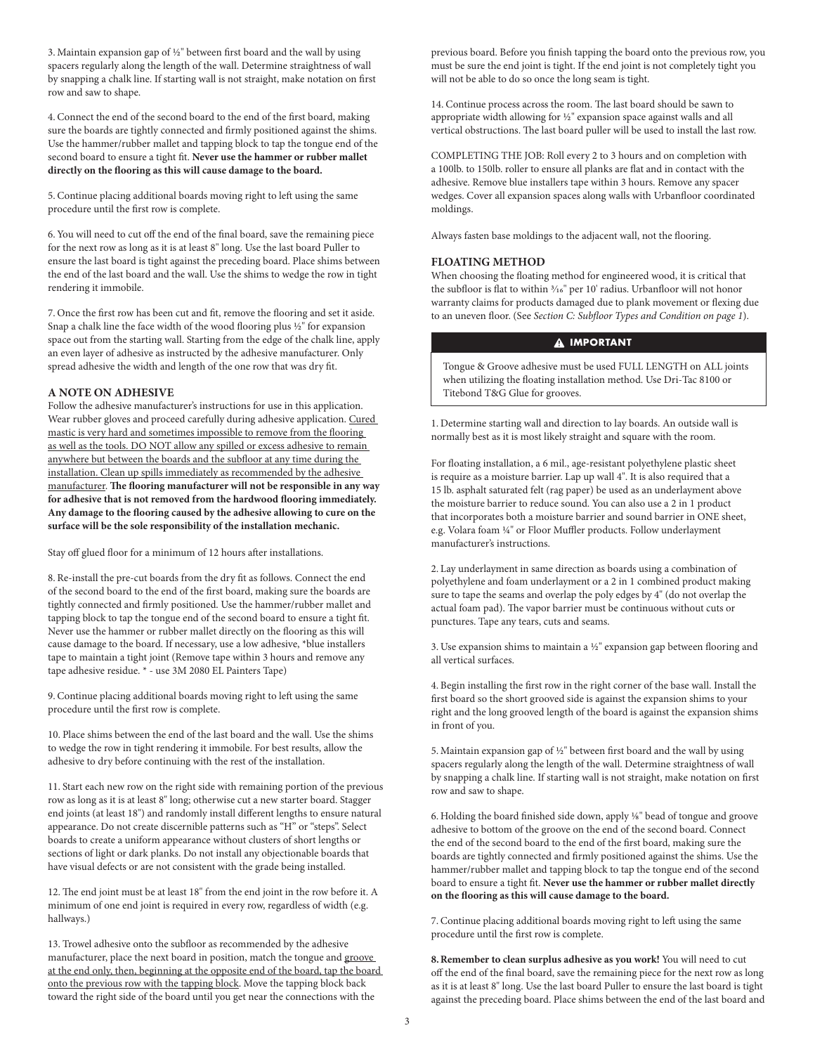3. Maintain expansion gap of ½" between first board and the wall by using spacers regularly along the length of the wall. Determine straightness of wall by snapping a chalk line. If starting wall is not straight, make notation on first row and saw to shape.

4. Connect the end of the second board to the end of the first board, making sure the boards are tightly connected and firmly positioned against the shims. Use the hammer/rubber mallet and tapping block to tap the tongue end of the second board to ensure a tight fit. **Never use the hammer or rubber mallet directly on the flooring as this will cause damage to the board.**

5. Continue placing additional boards moving right to left using the same procedure until the first row is complete.

6. You will need to cut off the end of the final board, save the remaining piece for the next row as long as it is at least 8" long. Use the last board Puller to ensure the last board is tight against the preceding board. Place shims between the end of the last board and the wall. Use the shims to wedge the row in tight rendering it immobile.

7. Once the first row has been cut and fit, remove the flooring and set it aside. Snap a chalk line the face width of the wood flooring plus ½" for expansion space out from the starting wall. Starting from the edge of the chalk line, apply an even layer of adhesive as instructed by the adhesive manufacturer. Only spread adhesive the width and length of the one row that was dry fit.

### A NOTE ON ADHESIVE

Follow the adhesive manufacturer's instructions for use in this application. Wear rubber gloves and proceed carefully during adhesive application. Cured mastic is very hard and sometimes impossible to remove from the flooring as well as the tools. DO NOT allow any spilled or excess adhesive to remain anywhere but between the boards and the subfloor at any time during the installation. Clean up spills immediately as recommended by the adhesive manufacturer. **The flooring manufacturer will not be responsible in any way for adhesive that is not removed from the hardwood flooring immediately. Any damage to the flooring caused by the adhesive allowing to cure on the surface will be the sole responsibility of the installation mechanic.**

Stay off glued floor for a minimum of 12 hours after installations.

8. Re-install the pre-cut boards from the dry fit as follows. Connect the end of the second board to the end of the first board, making sure the boards are tightly connected and firmly positioned. Use the hammer/rubber mallet and tapping block to tap the tongue end of the second board to ensure a tight fit. Never use the hammer or rubber mallet directly on the flooring as this will cause damage to the board. If necessary, use a low adhesive, *blue installers tape to maintain a tight joint (Remove tape within 3 hours and remove any tape adhesive residue. * - use 3M 2080 EL Painters Tape)

9. Continue placing additional boards moving right to left using the same procedure until the first row is complete.

10. Place shims between the end of the last board and the wall. Use the shims to wedge the row in tight rendering it immobile. For best results, allow the adhesive to dry before continuing with the rest of the installation.

11. Start each new row on the right side with remaining portion of the previous row as long as it is at least 8" long; otherwise cut a new starter board. Stagger end joints (at least 18") and randomly install different lengths to ensure natural appearance. Do not create discernible patterns such as "H" or "steps". Select boards to create a uniform appearance without clusters of short lengths or sections of light or dark planks. Do not install any objectionable boards that have visual defects or are not consistent with the grade being installed.

12. The end joint must be at least 18" from the end joint in the row before it. A minimum of one end joint is required in every row, regardless of width (e.g. hallways.)

13. Trowel adhesive onto the subfloor as recommended by the adhesive manufacturer, place the next board in position, match the tongue and groove at the end only, then, beginning at the opposite end of the board, tap the board onto the previous row with the tapping block. Move the tapping block back toward the right side of the board until you get near the connections with the previous board. Before you finish tapping the board onto the previous row, you must be sure the end joint is tight. If the end joint is not completely tight you will not be able to do so once the long seam is tight.

14. Continue process across the room. The last board should be sawn to appropriate width allowing for ½" expansion space against walls and all vertical obstructions. The last board puller will be used to install the last row.

COMPLETING THE JOB: Roll every 2 to 3 hours and on completion with a 100lb. to 150lb. roller to ensure all planks are flat and in contact with the adhesive. Remove blue installers tape within 3 hours. Remove any spacer wedges. Cover all expansion spaces along walls with Urbanfloor coordinated moldings.

Always fasten base moldings to the adjacent wall, not the flooring.

### FLOATING METHOD

When choosing the floating method for engineered wood, it is critical that the subfloor is flat to within 3/16" per 10' radius. Urbanfloor will not honor warranty claims for products damaged due to plank movement or flexing due to an uneven floor. (See *Section C: Subfloor Types and Condition on page 1*).

> **⚠ IMPORTANT**
>
> Tongue & Groove adhesive must be used FULL LENGTH on ALL joints when utilizing the floating installation method. Use Dri-Tac 8100 or Titebond T&G Glue for grooves.

1. Determine starting wall and direction to lay boards. An outside wall is normally best as it is most likely straight and square with the room.

For floating installation, a 6 mil., age-resistant polyethylene plastic sheet is require as a moisture barrier. Lap up wall 4". It is also required that a 15 lb. asphalt saturated felt (rag paper) be used as an underlayment above the moisture barrier to reduce sound. You can also use a 2 in 1 product that incorporates both a moisture barrier and sound barrier in ONE sheet, e.g. Volara foam ¼" or Floor Muffler products. Follow underlayment manufacturer's instructions.

2. Lay underlayment in same direction as boards using a combination of polyethylene and foam underlayment or a 2 in 1 combined product making sure to tape the seams and overlap the poly edges by 4" (do not overlap the actual foam pad). The vapor barrier must be continuous without cuts or punctures. Tape any tears, cuts and seams.

3. Use expansion shims to maintain a ½" expansion gap between flooring and all vertical surfaces.

4. Begin installing the first row in the right corner of the base wall. Install the first board so the short grooved side is against the expansion shims to your right and the long grooved length of the board is against the expansion shims in front of you.

5. Maintain expansion gap of ½" between first board and the wall by using spacers regularly along the length of the wall. Determine straightness of wall by snapping a chalk line. If starting wall is not straight, make notation on first row and saw to shape.

6. Holding the board finished side down, apply ⅛" bead of tongue and groove adhesive to bottom of the groove on the end of the second board. Connect the end of the second board to the end of the first board, making sure the boards are tightly connected and firmly positioned against the shims. Use the hammer/rubber mallet and tapping block to tap the tongue end of the second board to ensure a tight fit. **Never use the hammer or rubber mallet directly on the flooring as this will cause damage to the board.**

7. Continue placing additional boards moving right to left using the same procedure until the first row is complete.

**8. Remember to clean surplus adhesive as you work!** You will need to cut off the end of the final board, save the remaining piece for the next row as long as it is at least 8" long. Use the last board Puller to ensure the last board is tight against the preceding board. Place shims between the end of the last board and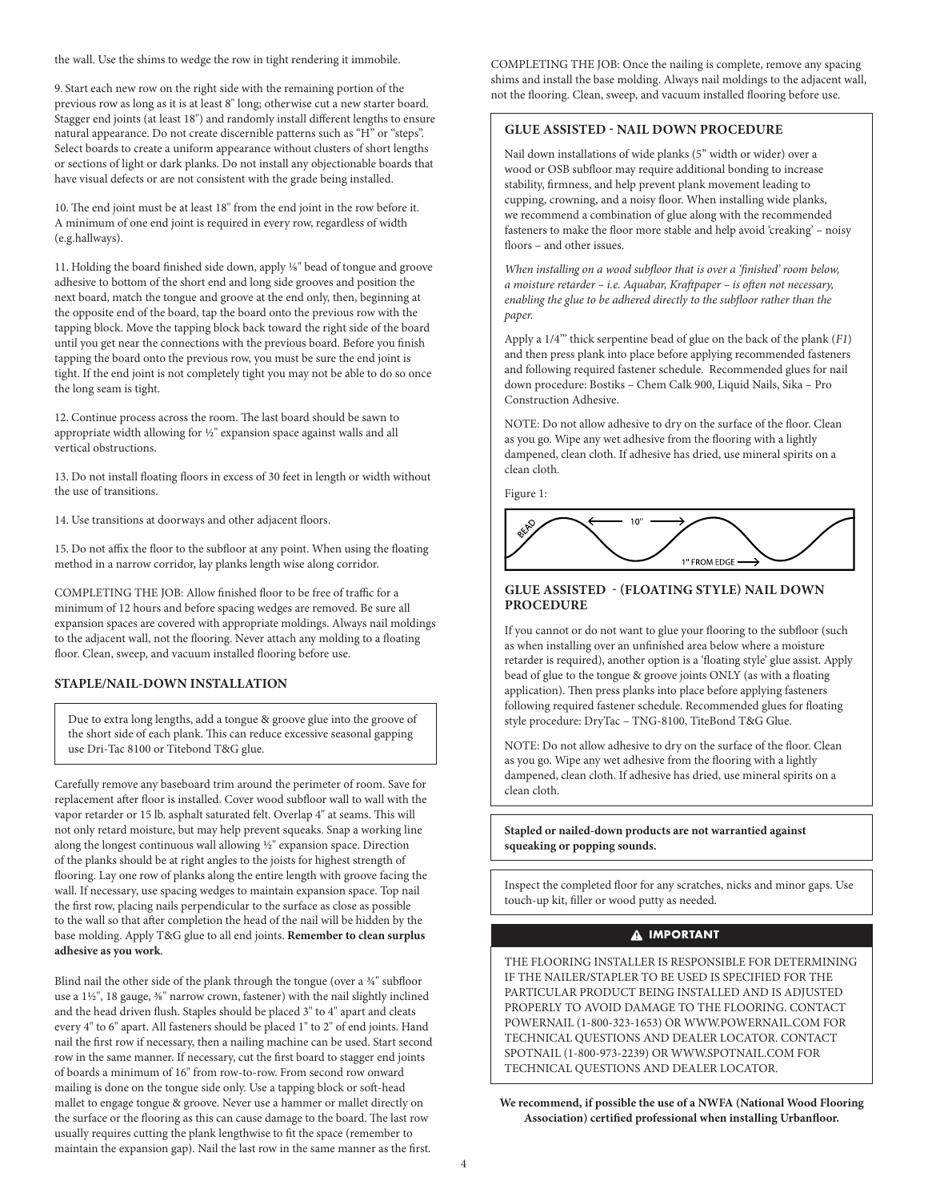the wall. Use the shims to wedge the row in tight rendering it immobile.

9. Start each new row on the right side with the remaining portion of the previous row as long as it is at least 8" long; otherwise cut a new starter board. Stagger end joints (at least 18") and randomly install different lengths to ensure natural appearance. Do not create discernible patterns such as "H" or "steps". Select boards to create a uniform appearance without clusters of short lengths or sections of light or dark planks. Do not install any objectionable boards that have visual defects or are not consistent with the grade being installed.

10. The end joint must be at least 18" from the end joint in the row before it. A minimum of one end joint is required in every row, regardless of width (e.g.hallways).

11. Holding the board finished side down, apply ⅛" bead of tongue and groove adhesive to bottom of the short end and long side grooves and position the next board, match the tongue and groove at the end only, then, beginning at the opposite end of the board, tap the board onto the previous row with the tapping block. Move the tapping block back toward the right side of the board until you get near the connections with the previous board. Before you finish tapping the board onto the previous row, you must be sure the end joint is tight. If the end joint is not completely tight you may not be able to do so once the long seam is tight.

12. Continue process across the room. The last board should be sawn to appropriate width allowing for ½" expansion space against walls and all vertical obstructions.

13. Do not install floating floors in excess of 30 feet in length or width without the use of transitions.

14. Use transitions at doorways and other adjacent floors.

15. Do not affix the floor to the subfloor at any point. When using the floating method in a narrow corridor, lay planks length wise along corridor.

COMPLETING THE JOB: Allow finished floor to be free of traffic for a minimum of 12 hours and before spacing wedges are removed. Be sure all expansion spaces are covered with appropriate moldings. Always nail moldings to the adjacent wall, not the flooring. Never attach any molding to a floating floor. Clean, sweep, and vacuum installed flooring before use.

### STAPLE/NAIL-DOWN INSTALLATION

Due to extra long lengths, add a tongue & groove glue into the groove of the short side of each plank. This can reduce excessive seasonal gapping use Dri-Tac 8100 or Titebond T&G glue.

Carefully remove any baseboard trim around the perimeter of room. Save for replacement after floor is installed. Cover wood subfloor wall to wall with the vapor retarder or 15 lb. asphalt saturated felt. Overlap 4" at seams. This will not only retard moisture, but may help prevent squeaks. Snap a working line along the longest continuous wall allowing ½" expansion space. Direction of the planks should be at right angles to the joists for highest strength of flooring. Lay one row of planks along the entire length with groove facing the wall. If necessary, use spacing wedges to maintain expansion space. Top nail the first row, placing nails perpendicular to the surface as close as possible to the wall so that after completion the head of the nail will be hidden by the base molding. Apply T&G glue to all end joints. **Remember to clean surplus adhesive as you work**.

Blind nail the other side of the plank through the tongue (over a ¾" subfloor use a 1½", 18 gauge, ⅜" narrow crown, fastener) with the nail slightly inclined and the head driven flush. Staples should be placed 3" to 4" apart and cleats every 4" to 6" apart. All fasteners should be placed 1" to 2" of end joints. Hand nail the first row if necessary, then a nailing machine can be used. Start second row in the same manner. If necessary, cut the first board to stagger end joints of boards a minimum of 16" from row-to-row. From second row onward mailing is done on the tongue side only. Use a tapping block or soft-head mallet to engage tongue & groove. Never use a hammer or mallet directly on the surface or the flooring as this can cause damage to the board. The last row usually requires cutting the plank lengthwise to fit the space (remember to maintain the expansion gap). Nail the last row in the same manner as the first.

COMPLETING THE JOB: Once the nailing is complete, remove any spacing shims and install the base molding. Always nail moldings to the adjacent wall, not the flooring. Clean, sweep, and vacuum installed flooring before use.

### GLUE ASSISTED - NAIL DOWN PROCEDURE

Nail down installations of wide planks (5" width or wider) over a wood or OSB subfloor may require additional bonding to increase stability, firmness, and help prevent plank movement leading to cupping, crowning, and a noisy floor. When installing wide planks, we recommend a combination of glue along with the recommended fasteners to make the floor more stable and help avoid 'creaking' – noisy floors – and other issues.

*When installing on a wood subfloor that is over a 'finished' room below, a moisture retarder – i.e. Aquabar, Kraftpaper – is often not necessary, enabling the glue to be adhered directly to the subfloor rather than the paper.*

Apply a 1/4"' thick serpentine bead of glue on the back of the plank (*F1*) and then press plank into place before applying recommended fasteners and following required fastener schedule. Recommended glues for nail down procedure: Bostiks – Chem Calk 900, Liquid Nails, Sika – Pro Construction Adhesive.

NOTE: Do not allow adhesive to dry on the surface of the floor. Clean as you go. Wipe any wet adhesive from the flooring with a lightly dampened, clean cloth. If adhesive has dried, use mineral spirits on a clean cloth.

Figure 1:

BEAD — 10" — 1" FROM EDGE

### GLUE ASSISTED - (FLOATING STYLE) NAIL DOWN PROCEDURE

If you cannot or do not want to glue your flooring to the subfloor (such as when installing over an unfinished area below where a moisture retarder is required), another option is a 'floating style' glue assist. Apply bead of glue to the tongue & groove joints ONLY (as with a floating application). Then press planks into place before applying fasteners following required fastener schedule. Recommended glues for floating style procedure: DryTac – TNG-8100, TiteBond T&G Glue.

NOTE: Do not allow adhesive to dry on the surface of the floor. Clean as you go. Wipe any wet adhesive from the flooring with a lightly dampened, clean cloth. If adhesive has dried, use mineral spirits on a clean cloth.

**Stapled or nailed-down products are not warrantied against squeaking or popping sounds.**

Inspect the completed floor for any scratches, nicks and minor gaps. Use touch-up kit, filler or wood putty as needed.

**⚠ IMPORTANT**

THE FLOORING INSTALLER IS RESPONSIBLE FOR DETERMINING IF THE NAILER/STAPLER TO BE USED IS SPECIFIED FOR THE PARTICULAR PRODUCT BEING INSTALLED AND IS ADJUSTED PROPERLY TO AVOID DAMAGE TO THE FLOORING. CONTACT POWERNAIL (1-800-323-1653) OR WWW.POWERNAIL.COM FOR TECHNICAL QUESTIONS AND DEALER LOCATOR. CONTACT SPOTNAIL (1-800-973-2239) OR WWW.SPOTNAIL.COM FOR TECHNICAL QUESTIONS AND DEALER LOCATOR.

**We recommend, if possible the use of a NWFA (National Wood Flooring Association) certified professional when installing Urbanfloor.**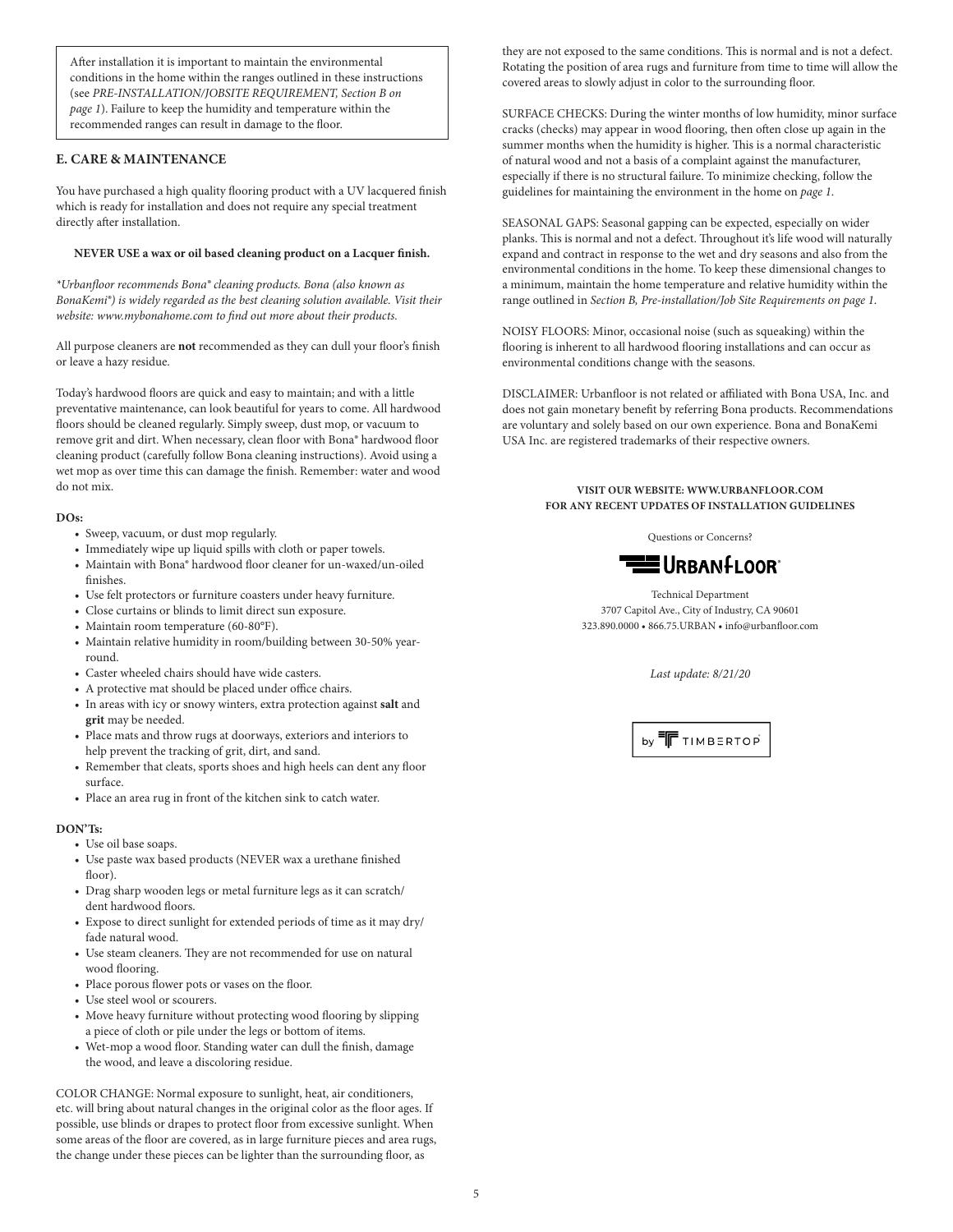After installation it is important to maintain the environmental conditions in the home within the ranges outlined in these instructions (see *PRE-INSTALLATION/JOBSITE REQUIREMENT, Section B on page 1*). Failure to keep the humidity and temperature within the recommended ranges can result in damage to the floor.

## E. CARE & MAINTENANCE

You have purchased a high quality flooring product with a UV lacquered finish which is ready for installation and does not require any special treatment directly after installation.

**NEVER USE a wax or oil based cleaning product on a Lacquer finish.**

*\*Urbanfloor recommends Bona® cleaning products. Bona (also known as BonaKemi®) is widely regarded as the best cleaning solution available. Visit their website: www.mybonahome.com to find out more about their products.*

All purpose cleaners are **not** recommended as they can dull your floor's finish or leave a hazy residue.

Today's hardwood floors are quick and easy to maintain; and with a little preventative maintenance, can look beautiful for years to come. All hardwood floors should be cleaned regularly. Simply sweep, dust mop, or vacuum to remove grit and dirt. When necessary, clean floor with Bona® hardwood floor cleaning product (carefully follow Bona cleaning instructions). Avoid using a wet mop as over time this can damage the finish. Remember: water and wood do not mix.

**DOs:**

- Sweep, vacuum, or dust mop regularly.
- Immediately wipe up liquid spills with cloth or paper towels.
- Maintain with Bona® hardwood floor cleaner for un-waxed/un-oiled finishes.
- Use felt protectors or furniture coasters under heavy furniture.
- Close curtains or blinds to limit direct sun exposure.
- Maintain room temperature (60-80°F).
- Maintain relative humidity in room/building between 30-50% year-round.
- Caster wheeled chairs should have wide casters.
- A protective mat should be placed under office chairs.
- In areas with icy or snowy winters, extra protection against **salt** and **grit** may be needed.
- Place mats and throw rugs at doorways, exteriors and interiors to help prevent the tracking of grit, dirt, and sand.
- Remember that cleats, sports shoes and high heels can dent any floor surface.
- Place an area rug in front of the kitchen sink to catch water.

**DON'Ts:**

- Use oil base soaps.
- Use paste wax based products (NEVER wax a urethane finished floor).
- Drag sharp wooden legs or metal furniture legs as it can scratch/dent hardwood floors.
- Expose to direct sunlight for extended periods of time as it may dry/fade natural wood.
- Use steam cleaners. They are not recommended for use on natural wood flooring.
- Place porous flower pots or vases on the floor.
- Use steel wool or scourers.
- Move heavy furniture without protecting wood flooring by slipping a piece of cloth or pile under the legs or bottom of items.
- Wet-mop a wood floor. Standing water can dull the finish, damage the wood, and leave a discoloring residue.

COLOR CHANGE: Normal exposure to sunlight, heat, air conditioners, etc. will bring about natural changes in the original color as the floor ages. If possible, use blinds or drapes to protect floor from excessive sunlight. When some areas of the floor are covered, as in large furniture pieces and area rugs, the change under these pieces can be lighter than the surrounding floor, as they are not exposed to the same conditions. This is normal and is not a defect. Rotating the position of area rugs and furniture from time to time will allow the covered areas to slowly adjust in color to the surrounding floor.

SURFACE CHECKS: During the winter months of low humidity, minor surface cracks (checks) may appear in wood flooring, then often close up again in the summer months when the humidity is higher. This is a normal characteristic of natural wood and not a basis of a complaint against the manufacturer, especially if there is no structural failure. To minimize checking, follow the guidelines for maintaining the environment in the home on *page 1*.

SEASONAL GAPS: Seasonal gapping can be expected, especially on wider planks. This is normal and not a defect. Throughout it's life wood will naturally expand and contract in response to the wet and dry seasons and also from the environmental conditions in the home. To keep these dimensional changes to a minimum, maintain the home temperature and relative humidity within the range outlined in *Section B, Pre-installation/Job Site Requirements on page 1*.

NOISY FLOORS: Minor, occasional noise (such as squeaking) within the flooring is inherent to all hardwood flooring installations and can occur as environmental conditions change with the seasons.

DISCLAIMER: Urbanfloor is not related or affiliated with Bona USA, Inc. and does not gain monetary benefit by referring Bona products. Recommendations are voluntary and solely based on our own experience. Bona and BonaKemi USA Inc. are registered trademarks of their respective owners.

**VISIT OUR WEBSITE: WWW.URBANFLOOR.COM**
**FOR ANY RECENT UPDATES OF INSTALLATION GUIDELINES**

Questions or Concerns?

URBANFLOOR®

Technical Department
3707 Capitol Ave., City of Industry, CA 90601
323.890.0000 • 866.75.URBAN • info@urbanfloor.com

*Last update: 8/21/20*

by TIMBERTOP